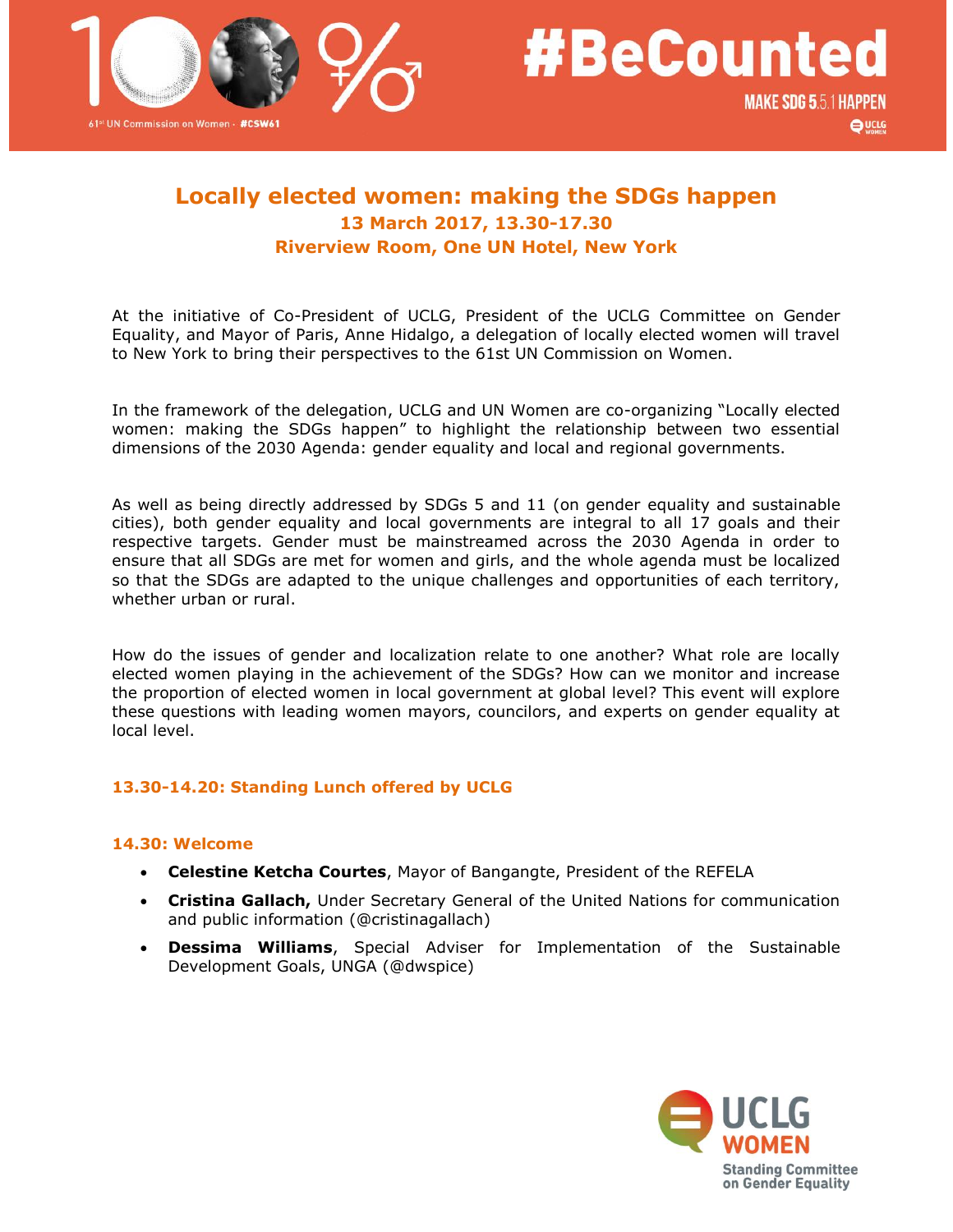# Locally elected women: making the SDGs happen

**13 March 2017, 13.30-17.30**

**Riverview Room, One UN Hotel, New York**

At the initiative of Co-President of UCLG, President of the UCLG Committee on Gender Equality, and Mayor of Paris, Anne Hidalgo, a delegation of locally elected women will travel to New York to bring their perspectives to the 61st UN Commission on Women.

In the framework of the delegation, UCLG and UN Women are co-organizing "Locally elected women: making the SDGs happen" to highlight the relationship between two essential dimensions of the 2030 Agenda: gender equality and local and regional governments.

As well as being directly addressed by SDGs 5 and 11 (on gender equality and sustainable cities), both gender equality and local governments are integral to all 17 goals and their respective targets. Gender must be mainstreamed across the 2030 Agenda in order to ensure that all SDGs are met for women and girls, and the whole agenda must be localized so that the SDGs are adapted to the unique challenges and opportunities of each territory, whether urban or rural.

How do the issues of gender and localization relate to one another? What role are locally elected women playing in the achievement of the SDGs? How can we monitor and increase the proportion of elected women in local government at global level? This event will explore these questions with leading women mayors, councilors, and experts on gender equality at local level.

### 13.30-14.20: Standing Lunch offered by UCLG

### 14.30: Welcome

- **Celestine Ketcha Courtes**, Mayor of Bangangte, President of the REFELA
- **Cristina Gallach,** Under Secretary General of the United Nations for communication and public information (@cristinagallach)
- **Dessima Williams**, Special Adviser for Implementation of the Sustainable Development Goals, UNGA (@dwspice)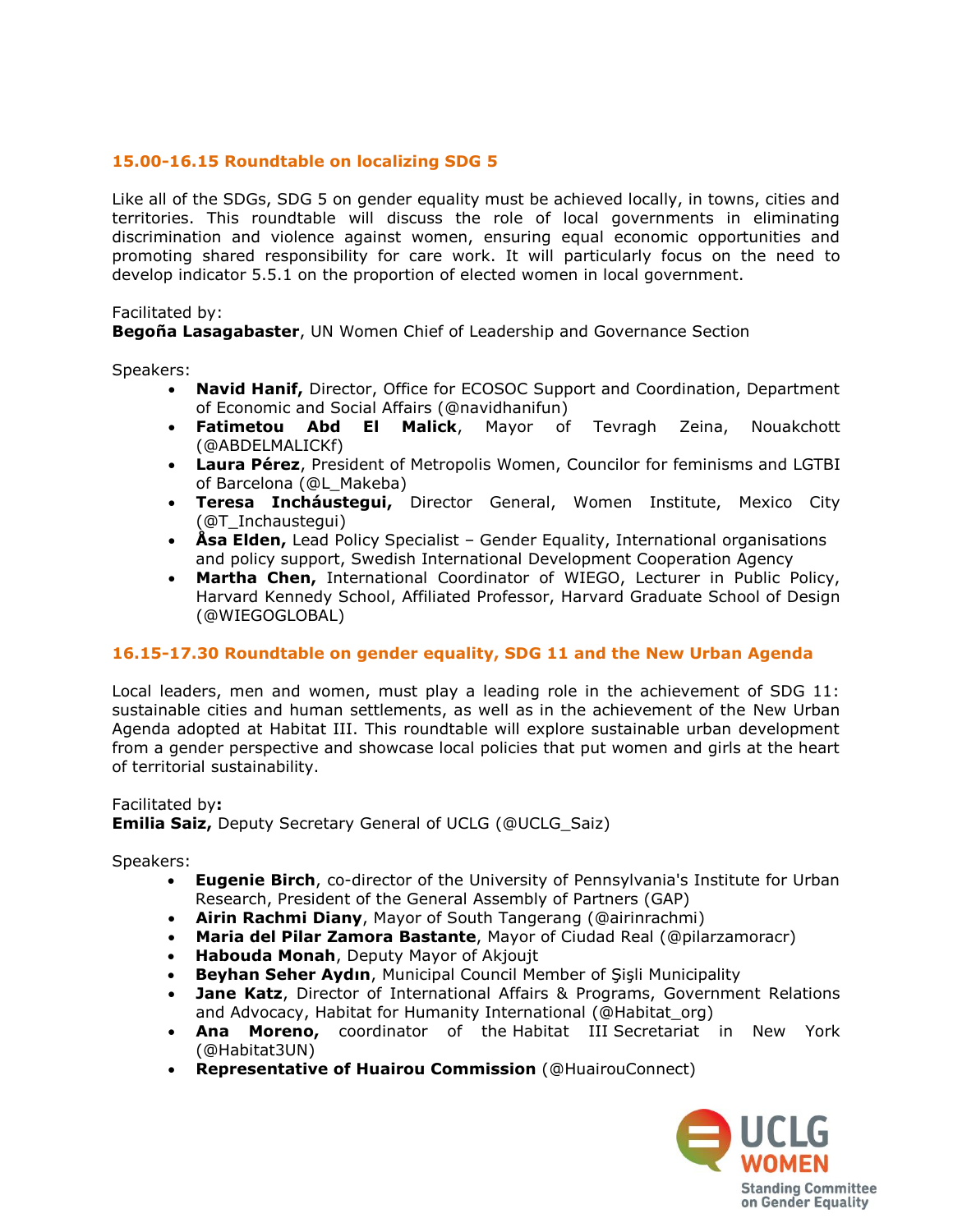### 15.00-16.15 Roundtable on localizing SDG 5

Like all of the SDGs, SDG 5 on gender equality must be achieved locally, in towns, cities and territories. This roundtable will discuss the role of local governments in eliminating discrimination and violence against women, ensuring equal economic opportunities and promoting shared responsibility for care work. It will particularly focus on the need to develop indicator 5.5.1 on the proportion of elected women in local government.

Facilitated by:
**Begoña Lasagabaster**, UN Women Chief of Leadership and Governance Section

Speakers:

- **Navid Hanif,** Director, Office for ECOSOC Support and Coordination, Department of Economic and Social Affairs (@navidhanifun)
- **Fatimetou Abd El Malick**, Mayor of Tevragh Zeina, Nouakchott (@ABDELMALICKf)
- **Laura Pérez**, President of Metropolis Women, Councilor for feminisms and LGTBI of Barcelona (@L_Makeba)
- **Teresa Incháustegui,** Director General, Women Institute, Mexico City (@T_Inchaustegui)
- **Åsa Elden,** Lead Policy Specialist – Gender Equality, International organisations and policy support, Swedish International Development Cooperation Agency
- **Martha Chen,** International Coordinator of WIEGO, Lecturer in Public Policy, Harvard Kennedy School, Affiliated Professor, Harvard Graduate School of Design (@WIEGOGLOBAL)

### 16.15-17.30 Roundtable on gender equality, SDG 11 and the New Urban Agenda

Local leaders, men and women, must play a leading role in the achievement of SDG 11: sustainable cities and human settlements, as well as in the achievement of the New Urban Agenda adopted at Habitat III. This roundtable will explore sustainable urban development from a gender perspective and showcase local policies that put women and girls at the heart of territorial sustainability.

Facilitated by**:**
**Emilia Saiz,** Deputy Secretary General of UCLG (@UCLG_Saiz)

Speakers:

- **Eugenie Birch**, co-director of the University of Pennsylvania's Institute for Urban Research, President of the General Assembly of Partners (GAP)
- **Airin Rachmi Diany**, Mayor of South Tangerang (@airinrachmi)
- **Maria del Pilar Zamora Bastante**, Mayor of Ciudad Real (@pilarzamoracr)
- **Habouda Monah**, Deputy Mayor of Akjoujt
- **Beyhan Seher Aydın**, Municipal Council Member of Şişli Municipality
- **Jane Katz**, Director of International Affairs & Programs, Government Relations and Advocacy, Habitat for Humanity International (@Habitat_org)
- **Ana Moreno,** coordinator of the Habitat III Secretariat in New York (@Habitat3UN)
- **Representative of Huairou Commission** (@HuairouConnect)

UCLG WOMEN
Standing Committee on Gender Equality